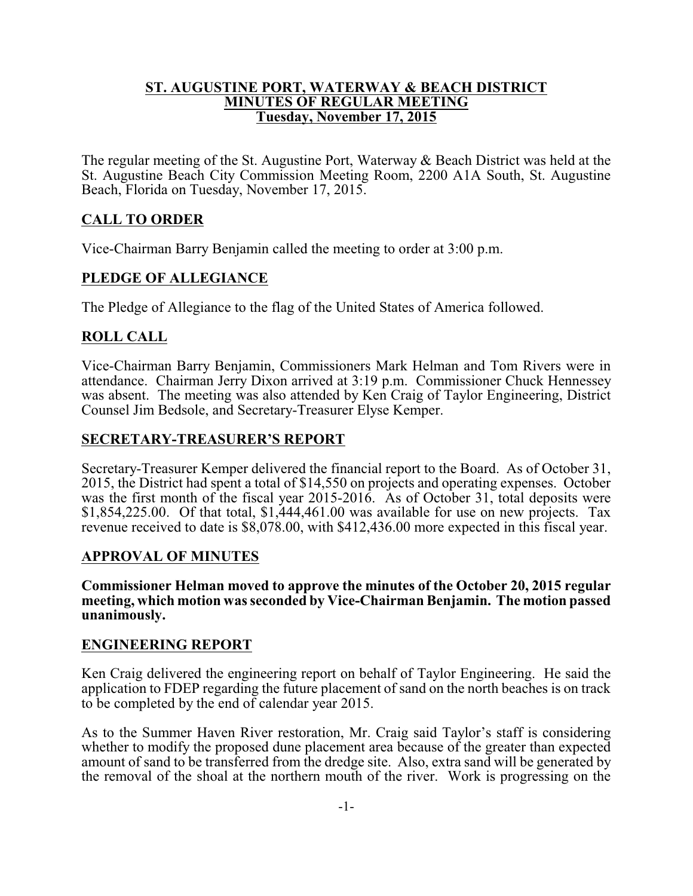# ST. AUGUSTINE PORT, WATERWAY & BEACH DISTRICT
## MINUTES OF REGULAR MEETING
### Tuesday, November 17, 2015

The regular meeting of the St. Augustine Port, Waterway & Beach District was held at the St. Augustine Beach City Commission Meeting Room, 2200 A1A South, St. Augustine Beach, Florida on Tuesday, November 17, 2015.

## CALL TO ORDER

Vice-Chairman Barry Benjamin called the meeting to order at 3:00 p.m.

## PLEDGE OF ALLEGIANCE

The Pledge of Allegiance to the flag of the United States of America followed.

## ROLL CALL

Vice-Chairman Barry Benjamin, Commissioners Mark Helman and Tom Rivers were in attendance. Chairman Jerry Dixon arrived at 3:19 p.m. Commissioner Chuck Hennessey was absent. The meeting was also attended by Ken Craig of Taylor Engineering, District Counsel Jim Bedsole, and Secretary-Treasurer Elyse Kemper.

## SECRETARY-TREASURER'S REPORT

Secretary-Treasurer Kemper delivered the financial report to the Board. As of October 31, 2015, the District had spent a total of $14,550 on projects and operating expenses. October was the first month of the fiscal year 2015-2016. As of October 31, total deposits were $1,854,225.00. Of that total, $1,444,461.00 was available for use on new projects. Tax revenue received to date is $8,078.00, with $412,436.00 more expected in this fiscal year.

## APPROVAL OF MINUTES

**Commissioner Helman moved to approve the minutes of the October 20, 2015 regular meeting, which motion was seconded by Vice-Chairman Benjamin. The motion passed unanimously.**

## ENGINEERING REPORT

Ken Craig delivered the engineering report on behalf of Taylor Engineering. He said the application to FDEP regarding the future placement of sand on the north beaches is on track to be completed by the end of calendar year 2015.

As to the Summer Haven River restoration, Mr. Craig said Taylor's staff is considering whether to modify the proposed dune placement area because of the greater than expected amount of sand to be transferred from the dredge site. Also, extra sand will be generated by the removal of the shoal at the northern mouth of the river. Work is progressing on the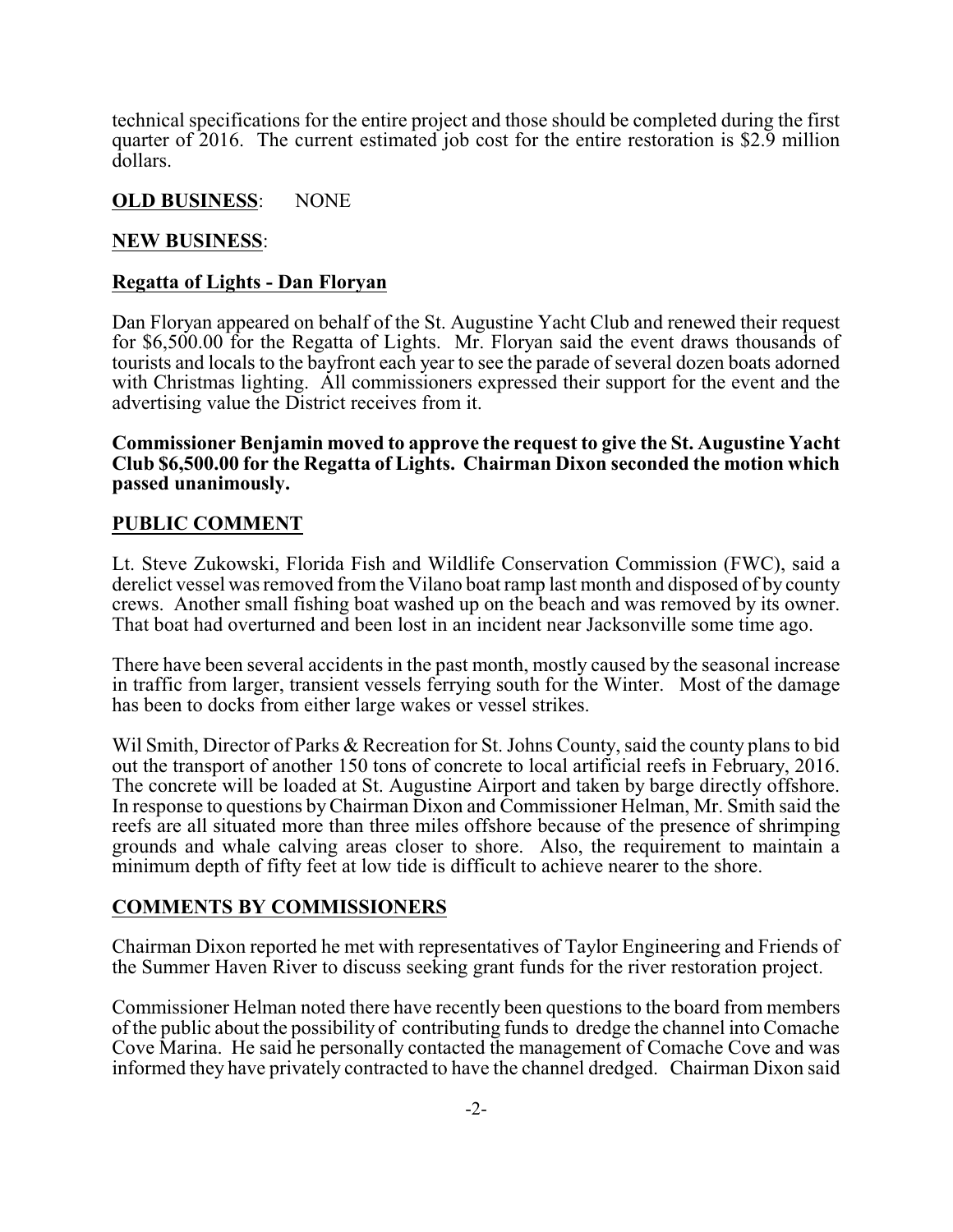technical specifications for the entire project and those should be completed during the first quarter of 2016. The current estimated job cost for the entire restoration is $2.9 million dollars.

**<u>OLD BUSINESS</u>**: NONE

**<u>NEW BUSINESS</u>**:

**<u>Regatta of Lights - Dan Floryan</u>**

Dan Floryan appeared on behalf of the St. Augustine Yacht Club and renewed their request for $6,500.00 for the Regatta of Lights. Mr. Floryan said the event draws thousands of tourists and locals to the bayfront each year to see the parade of several dozen boats adorned with Christmas lighting. All commissioners expressed their support for the event and the advertising value the District receives from it.

**Commissioner Benjamin moved to approve the request to give the St. Augustine Yacht Club $6,500.00 for the Regatta of Lights. Chairman Dixon seconded the motion which passed unanimously.**

**<u>PUBLIC COMMENT</u>**

Lt. Steve Zukowski, Florida Fish and Wildlife Conservation Commission (FWC), said a derelict vessel was removed from the Vilano boat ramp last month and disposed of by county crews. Another small fishing boat washed up on the beach and was removed by its owner. That boat had overturned and been lost in an incident near Jacksonville some time ago.

There have been several accidents in the past month, mostly caused by the seasonal increase in traffic from larger, transient vessels ferrying south for the Winter. Most of the damage has been to docks from either large wakes or vessel strikes.

Wil Smith, Director of Parks & Recreation for St. Johns County, said the county plans to bid out the transport of another 150 tons of concrete to local artificial reefs in February, 2016. The concrete will be loaded at St. Augustine Airport and taken by barge directly offshore. In response to questions by Chairman Dixon and Commissioner Helman, Mr. Smith said the reefs are all situated more than three miles offshore because of the presence of shrimping grounds and whale calving areas closer to shore. Also, the requirement to maintain a minimum depth of fifty feet at low tide is difficult to achieve nearer to the shore.

**<u>COMMENTS BY COMMISSIONERS</u>**

Chairman Dixon reported he met with representatives of Taylor Engineering and Friends of the Summer Haven River to discuss seeking grant funds for the river restoration project.

Commissioner Helman noted there have recently been questions to the board from members of the public about the possibility of contributing funds to dredge the channel into Comache Cove Marina. He said he personally contacted the management of Comache Cove and was informed they have privately contracted to have the channel dredged. Chairman Dixon said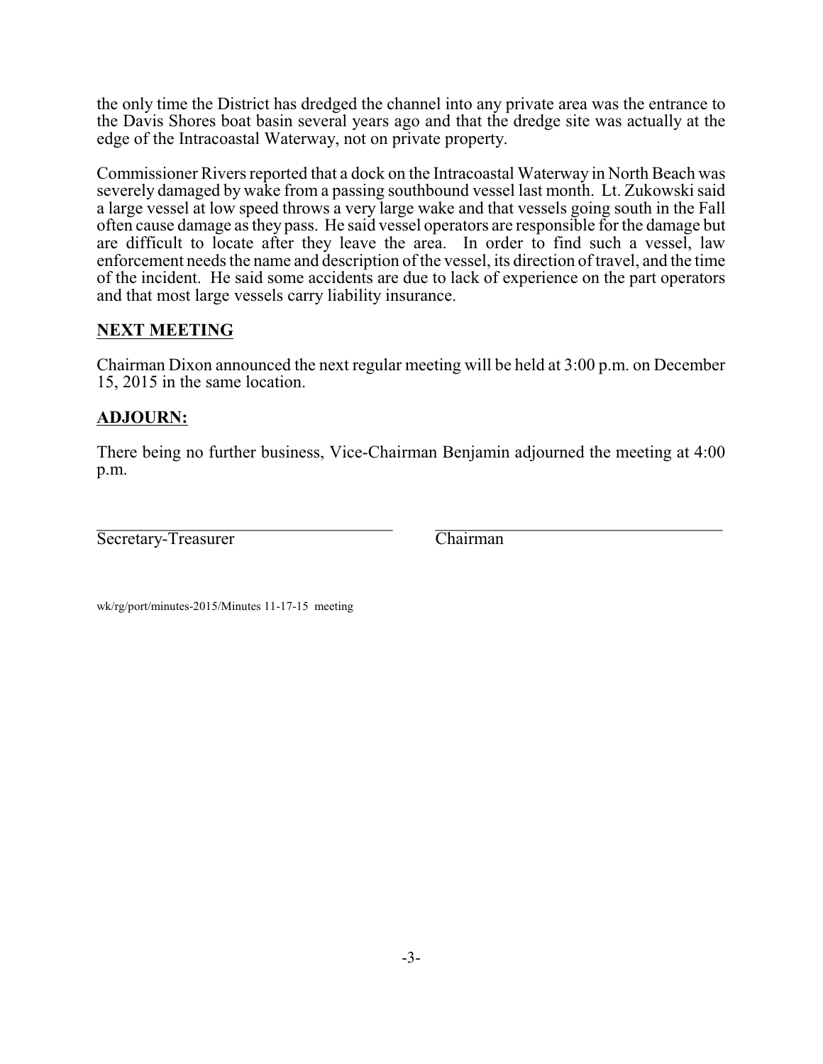the only time the District has dredged the channel into any private area was the entrance to the Davis Shores boat basin several years ago and that the dredge site was actually at the edge of the Intracoastal Waterway, not on private property.

Commissioner Rivers reported that a dock on the Intracoastal Waterway in North Beach was severely damaged by wake from a passing southbound vessel last month. Lt. Zukowski said a large vessel at low speed throws a very large wake and that vessels going south in the Fall often cause damage as they pass. He said vessel operators are responsible for the damage but are difficult to locate after they leave the area. In order to find such a vessel, law enforcement needs the name and description of the vessel, its direction of travel, and the time of the incident. He said some accidents are due to lack of experience on the part operators and that most large vessels carry liability insurance.

## NEXT MEETING

Chairman Dixon announced the next regular meeting will be held at 3:00 p.m. on December 15, 2015 in the same location.

## ADJOURN:

There being no further business, Vice-Chairman Benjamin adjourned the meeting at 4:00 p.m.

\_\_\_\_\_\_\_\_\_\_\_\_\_\_\_\_\_\_\_\_\_\_\_\_\_\_\_\_\_\_\_\_\_\_\_ \_\_\_\_\_\_\_\_\_\_\_\_\_\_\_\_\_\_\_\_\_\_\_\_\_\_\_\_\_\_\_\_\_\_\_

Secretary-Treasurer Chairman

wk/rg/port/minutes-2015/Minutes 11-17-15 meeting